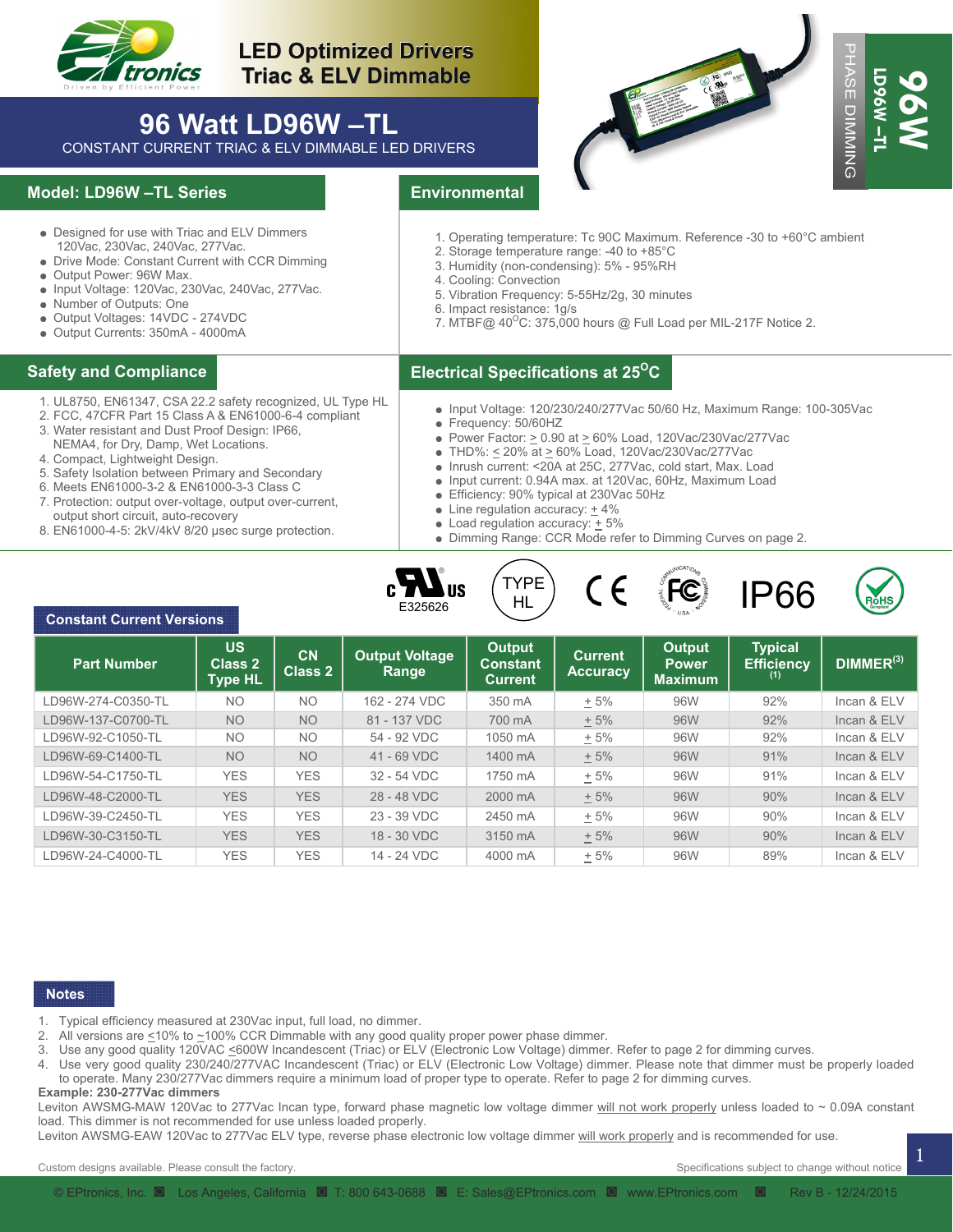# LED Optimized Drivers Triac & ELV Dimmable

## 96 Watt LD96W –TL

CONSTANT CURRENT TRIAC & ELV DIMMABLE LED DRIVERS

PHASE DIMMING

LD96W –TL

96W

## Model: LD96W –TL Series

- Designed for use with Triac and ELV Dimmers 120Vac, 230Vac, 240Vac, 277Vac.
- Drive Mode: Constant Current with CCR Dimming
- Output Power: 96W Max.
- Input Voltage: 120Vac, 230Vac, 240Vac, 277Vac.
- Number of Outputs: One
- Output Voltages: 14VDC - 274VDC
- Output Currents: 350mA - 4000mA

## Environmental

1. Operating temperature: Tc 90C Maximum. Reference -30 to +60°C ambient
2. Storage temperature range: -40 to +85°C
3. Humidity (non-condensing): 5% - 95%RH
4. Cooling: Convection
5. Vibration Frequency: 5-55Hz/2g, 30 minutes
6. Impact resistance: 1g/s
7. MTBF@ 40°C: 375,000 hours @ Full Load per MIL-217F Notice 2.

## Safety and Compliance

1. UL8750, EN61347, CSA 22.2 safety recognized, UL Type HL
2. FCC, 47CFR Part 15 Class A & EN61000-6-4 compliant
3. Water resistant and Dust Proof Design: IP66, NEMA4, for Dry, Damp, Wet Locations.
4. Compact, Lightweight Design.
5. Safety Isolation between Primary and Secondary
6. Meets EN61000-3-2 & EN61000-3-3 Class C
7. Protection: output over-voltage, output over-current, output short circuit, auto-recovery
8. EN61000-4-5: 2kV/4kV 8/20 µsec surge protection.

## Electrical Specifications at 25°C

- Input Voltage: 120/230/240/277Vac 50/60 Hz, Maximum Range: 100-305Vac
- Frequency: 50/60HZ
- Power Factor: ≥ 0.90 at ≥ 60% Load, 120Vac/230Vac/277Vac
- THD%: ≤ 20% at ≥ 60% Load, 120Vac/230Vac/277Vac
- Inrush current: <20A at 25C, 277Vac, cold start, Max. Load
- Input current: 0.94A max. at 120Vac, 60Hz, Maximum Load
- Efficiency: 90% typical at 230Vac 50Hz
- Line regulation accuracy: ± 4%
- Load regulation accuracy: ± 5%
- Dimming Range: CCR Mode refer to Dimming Curves on page 2.

E325626 TYPE HL IP66

## Constant Current Versions

| Part Number | US Class 2 Type HL | CN Class 2 | Output Voltage Range | Output Constant Current | Current Accuracy | Output Power Maximum | Typical Efficiency (1) | DIMMER(3) |
|---|---|---|---|---|---|---|---|---|
| LD96W-274-C0350-TL | NO | NO | 162 - 274 VDC | 350 mA | ± 5% | 96W | 92% | Incan & ELV |
| LD96W-137-C0700-TL | NO | NO | 81 - 137 VDC | 700 mA | ± 5% | 96W | 92% | Incan & ELV |
| LD96W-92-C1050-TL | NO | NO | 54 - 92 VDC | 1050 mA | ± 5% | 96W | 92% | Incan & ELV |
| LD96W-69-C1400-TL | NO | NO | 41 - 69 VDC | 1400 mA | ± 5% | 96W | 91% | Incan & ELV |
| LD96W-54-C1750-TL | YES | YES | 32 - 54 VDC | 1750 mA | ± 5% | 96W | 91% | Incan & ELV |
| LD96W-48-C2000-TL | YES | YES | 28 - 48 VDC | 2000 mA | ± 5% | 96W | 90% | Incan & ELV |
| LD96W-39-C2450-TL | YES | YES | 23 - 39 VDC | 2450 mA | ± 5% | 96W | 90% | Incan & ELV |
| LD96W-30-C3150-TL | YES | YES | 18 - 30 VDC | 3150 mA | ± 5% | 96W | 90% | Incan & ELV |
| LD96W-24-C4000-TL | YES | YES | 14 - 24 VDC | 4000 mA | ± 5% | 96W | 89% | Incan & ELV |

## Notes

1. Typical efficiency measured at 230Vac input, full load, no dimmer.
2. All versions are ≤10% to ~100% CCR Dimmable with any good quality proper power phase dimmer.
3. Use any good quality 120VAC ≤600W Incandescent (Triac) or ELV (Electronic Low Voltage) dimmer. Refer to page 2 for dimming curves.
4. Use very good quality 230/240/277VAC Incandescent (Triac) or ELV (Electronic Low Voltage) dimmer. Please note that dimmer must be properly loaded to operate. Many 230/277Vac dimmers require a minimum load of proper type to operate. Refer to page 2 for dimming curves.

**Example: 230-277Vac dimmers**

Leviton AWSMG-MAW 120Vac to 277Vac Incan type, forward phase magnetic low voltage dimmer will not work properly unless loaded to ~ 0.09A constant load. This dimmer is not recommended for use unless loaded properly.

Leviton AWSMG-EAW 120Vac to 277Vac ELV type, reverse phase electronic low voltage dimmer will work properly and is recommended for use.

Custom designs available. Please consult the factory.

Specifications subject to change without notice

© EPtronics, Inc. Los Angeles, California T: 800 643-0688 E: Sales@EPtronics.com www.EPtronics.com Rev B - 12/24/2015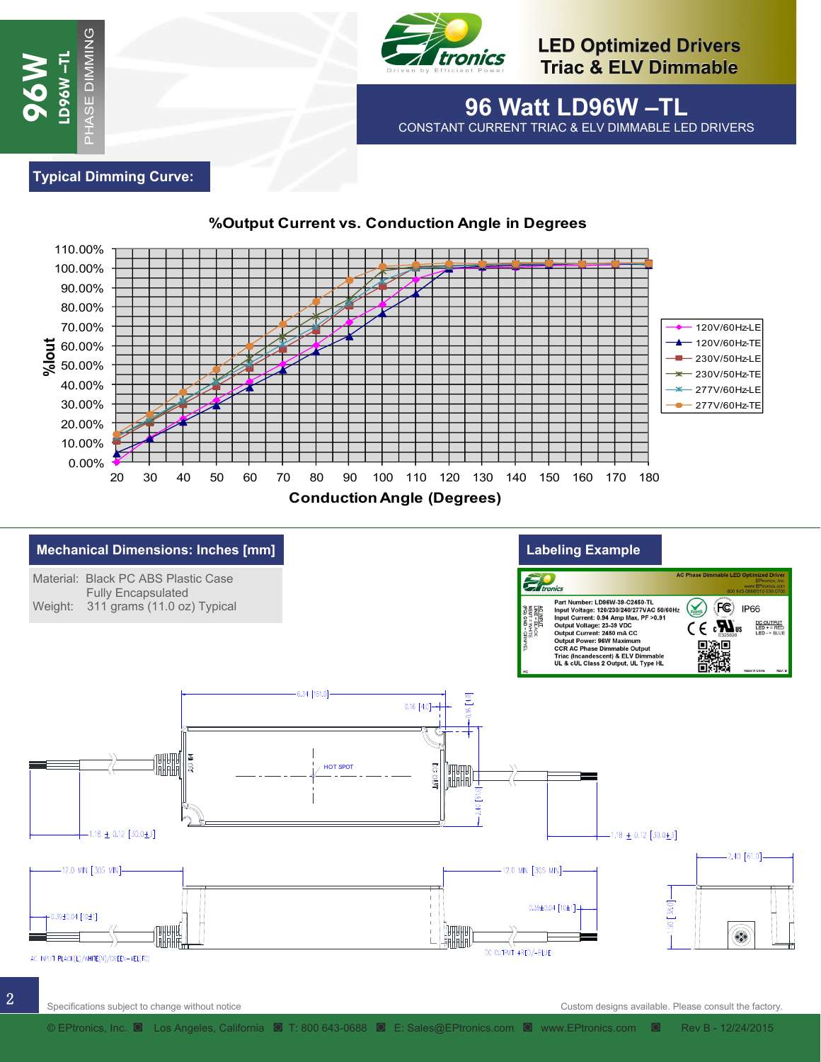# LED Optimized Drivers Triac & ELV Dimmable

## 96 Watt LD96W –TL

CONSTANT CURRENT TRIAC & ELV DIMMABLE LED DRIVERS

96W LD96W –TL PHASE DIMMING

## Typical Dimming Curve:

**%Output Current vs. Conduction Angle in Degrees**

Y-axis: %Iout (0.00% – 110.00%)

X-axis: Conduction Angle (Degrees) (20 – 180)

Legend: 120V/60Hz-LE, 120V/60Hz-TE, 230V/50Hz-LE, 230V/50Hz-TE, 277V/60Hz-LE, 277V/60Hz-TE

## Mechanical Dimensions: Inches [mm]

Material: Black PC ABS Plastic Case
Fully Encapsulated

Weight: 311 grams (11.0 oz) Typical

## Labeling Example

AC Phase Dimmable LED Optimized Driver

Part Number: LD96W-39-C2450-TL
Input Voltage: 120/230/240/277VAC 50/60Hz
Input Current: 0.94 Amp Max, PF >0.91
Output Voltage: 23-39 VDC
Output Current: 2450 mA CC
Output Power: 96W Maximum
CCR AC Phase Dimmable Output
Triac (Incandescent) & ELV Dimmable
UL & cUL Class 2 Output, UL Type HL

IP66

DC OUTPUT LED + = RED LED - = BLUE

Dimensions: 6.34 [161.0]; 0.16 [4.0]; 2.40 [61.0]; 1.18 ± 0.12 [30.0±3]; 12.0 MIN [305 MIN]; 0.39±0.04 [10±1]; 1.50 [38.0]; HOT SPOT

AC INPUT: BLACK(L)/WHITE(N)/GREEN-YEL(FG)

DC OUTPUT: +RED/-BLUE

Specifications subject to change without notice

Custom designs available. Please consult the factory.

© EPtronics, Inc. Los Angeles, California T: 800 643-0688 E: Sales@EPtronics.com www.EPtronics.com Rev B - 12/24/2015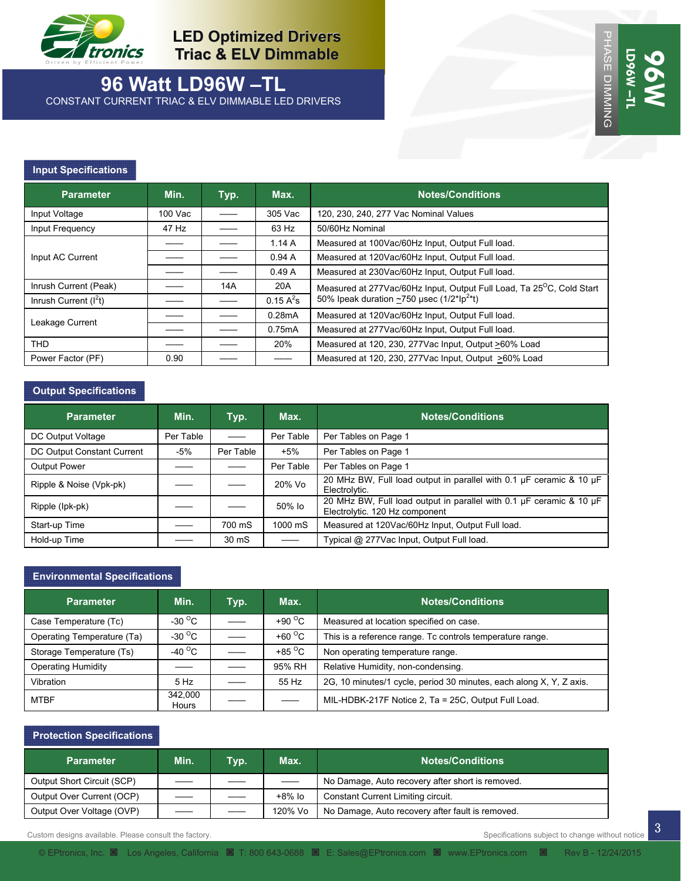# LED Optimized Drivers Triac & ELV Dimmable

## 96 Watt LD96W –TL

CONSTANT CURRENT TRIAC & ELV DIMMABLE LED DRIVERS

PHASE DIMMING | LD96W –TL | 96W

### Input Specifications

| Parameter | Min. | Typ. | Max. | Notes/Conditions |
|---|---|---|---|---|
| Input Voltage | 100 Vac | —— | 305 Vac | 120, 230, 240, 277 Vac Nominal Values |
| Input Frequency | 47 Hz | —— | 63 Hz | 50/60Hz Nominal |
| Input AC Current | —— | —— | 1.14 A | Measured at 100Vac/60Hz Input, Output Full load. |
| | —— | —— | 0.94 A | Measured at 120Vac/60Hz Input, Output Full load. |
| | —— | —— | 0.49 A | Measured at 230Vac/60Hz Input, Output Full load. |
| Inrush Current (Peak) | —— | 14A | 20A | Measured at 277Vac/60Hz Input, Output Full Load, Ta 25°C, Cold Start |
| Inrush Current ($I^2t$) | —— | —— | 0.15 $A^2s$ | 50% Ipeak duration ~750 µsec (1/2*$Ip^2$*t) |
| Leakage Current | —— | —— | 0.28mA | Measured at 120Vac/60Hz Input, Output Full load. |
| | —— | —— | 0.75mA | Measured at 277Vac/60Hz Input, Output Full load. |
| THD | —— | —— | 20% | Measured at 120, 230, 277Vac Input, Output ≥60% Load |
| Power Factor (PF) | 0.90 | —— | —— | Measured at 120, 230, 277Vac Input, Output ≥60% Load |

### Output Specifications

| Parameter | Min. | Typ. | Max. | Notes/Conditions |
|---|---|---|---|---|
| DC Output Voltage | Per Table | —— | Per Table | Per Tables on Page 1 |
| DC Output Constant Current | -5% | Per Table | +5% | Per Tables on Page 1 |
| Output Power | —— | —— | Per Table | Per Tables on Page 1 |
| Ripple & Noise (Vpk-pk) | —— | —— | 20% Vo | 20 MHz BW, Full load output in parallel with 0.1 µF ceramic & 10 µF Electrolytic. |
| Ripple (Ipk-pk) | —— | —— | 50% Io | 20 MHz BW, Full load output in parallel with 0.1 µF ceramic & 10 µF Electrolytic. 120 Hz component |
| Start-up Time | —— | 700 mS | 1000 mS | Measured at 120Vac/60Hz Input, Output Full load. |
| Hold-up Time | —— | 30 mS | —— | Typical @ 277Vac Input, Output Full load. |

### Environmental Specifications

| Parameter | Min. | Typ. | Max. | Notes/Conditions |
|---|---|---|---|---|
| Case Temperature (Tc) | -30 °C | —— | +90 °C | Measured at location specified on case. |
| Operating Temperature (Ta) | -30 °C | —— | +60 °C | This is a reference range. Tc controls temperature range. |
| Storage Temperature (Ts) | -40 °C | —— | +85 °C | Non operating temperature range. |
| Operating Humidity | —— | —— | 95% RH | Relative Humidity, non-condensing. |
| Vibration | 5 Hz | —— | 55 Hz | 2G, 10 minutes/1 cycle, period 30 minutes, each along X, Y, Z axis. |
| MTBF | 342,000 Hours | —— | —— | MIL-HDBK-217F Notice 2, Ta = 25C, Output Full Load. |

### Protection Specifications

| Parameter | Min. | Typ. | Max. | Notes/Conditions |
|---|---|---|---|---|
| Output Short Circuit (SCP) | —— | —— | —— | No Damage, Auto recovery after short is removed. |
| Output Over Current (OCP) | —— | —— | +8% Io | Constant Current Limiting circuit. |
| Output Over Voltage (OVP) | —— | —— | 120% Vo | No Damage, Auto recovery after fault is removed. |

Custom designs available. Please consult the factory.

Specifications subject to change without notice

© EPtronics, Inc. Los Angeles, California T: 800 643-0688 E: Sales@EPtronics.com www.EPtronics.com Rev B - 12/24/2015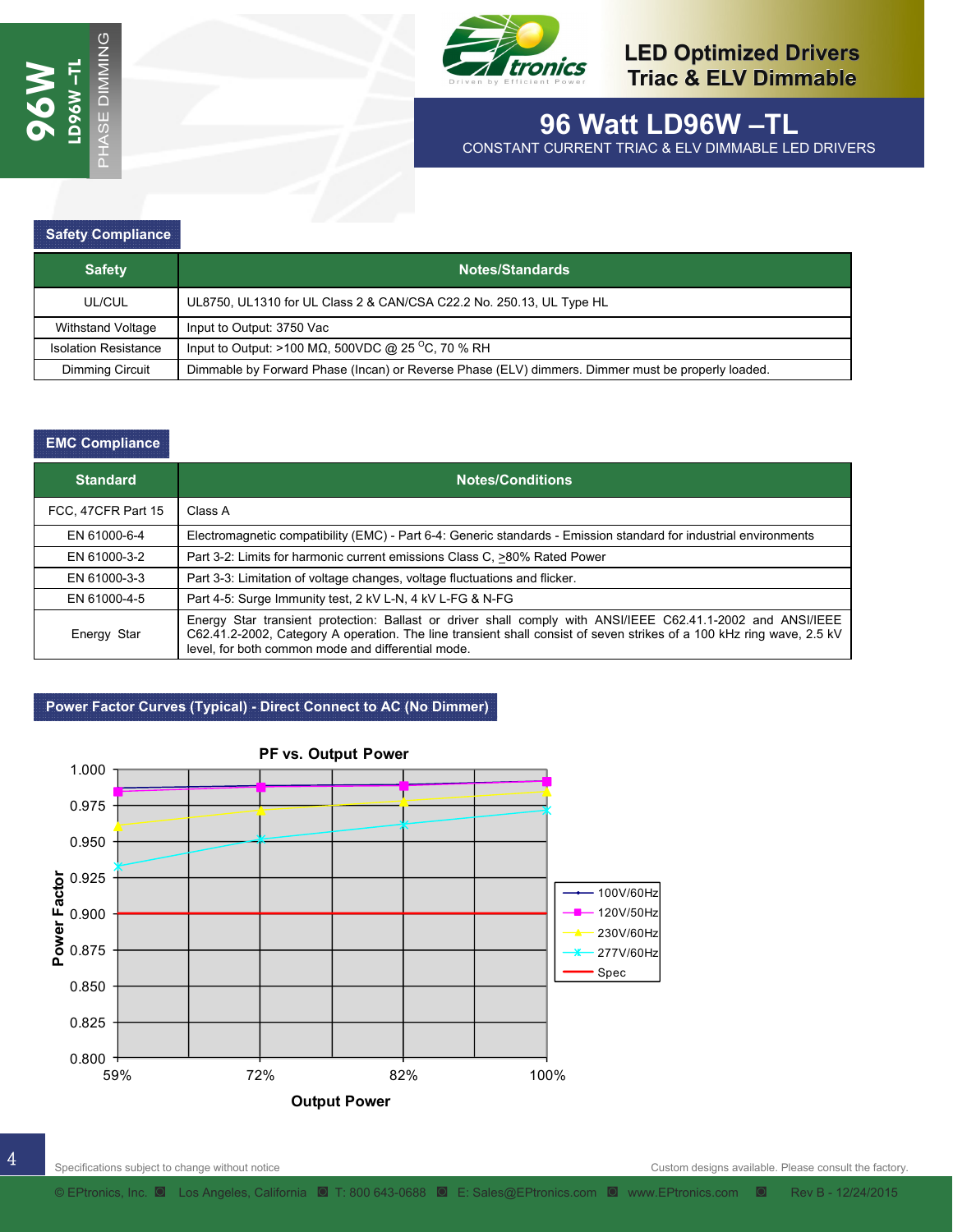# 96 Watt LD96W –TL

CONSTANT CURRENT TRIAC & ELV DIMMABLE LED DRIVERS

## Safety Compliance

| Safety | Notes/Standards |
|---|---|
| UL/CUL | UL8750, UL1310 for UL Class 2 & CAN/CSA C22.2 No. 250.13, UL Type HL |
| Withstand Voltage | Input to Output: 3750 Vac |
| Isolation Resistance | Input to Output: >100 MΩ, 500VDC @ 25 °C, 70 % RH |
| Dimming Circuit | Dimmable by Forward Phase (Incan) or Reverse Phase (ELV) dimmers. Dimmer must be properly loaded. |

## EMC Compliance

| Standard | Notes/Conditions |
|---|---|
| FCC, 47CFR Part 15 | Class A |
| EN 61000-6-4 | Electromagnetic compatibility (EMC) - Part 6-4: Generic standards - Emission standard for industrial environments |
| EN 61000-3-2 | Part 3-2: Limits for harmonic current emissions Class C, >80% Rated Power |
| EN 61000-3-3 | Part 3-3: Limitation of voltage changes, voltage fluctuations and flicker. |
| EN 61000-4-5 | Part 4-5: Surge Immunity test, 2 kV L-N, 4 kV L-FG & N-FG |
| Energy Star | Energy Star transient protection: Ballast or driver shall comply with ANSI/IEEE C62.41.1-2002 and ANSI/IEEE C62.41.2-2002, Category A operation. The line transient shall consist of seven strikes of a 100 kHz ring wave, 2.5 kV level, for both common mode and differential mode. |

## Power Factor Curves (Typical) - Direct Connect to AC (No Dimmer)

PF vs. Output Power

Specifications subject to change without notice

Custom designs available. Please consult the factory.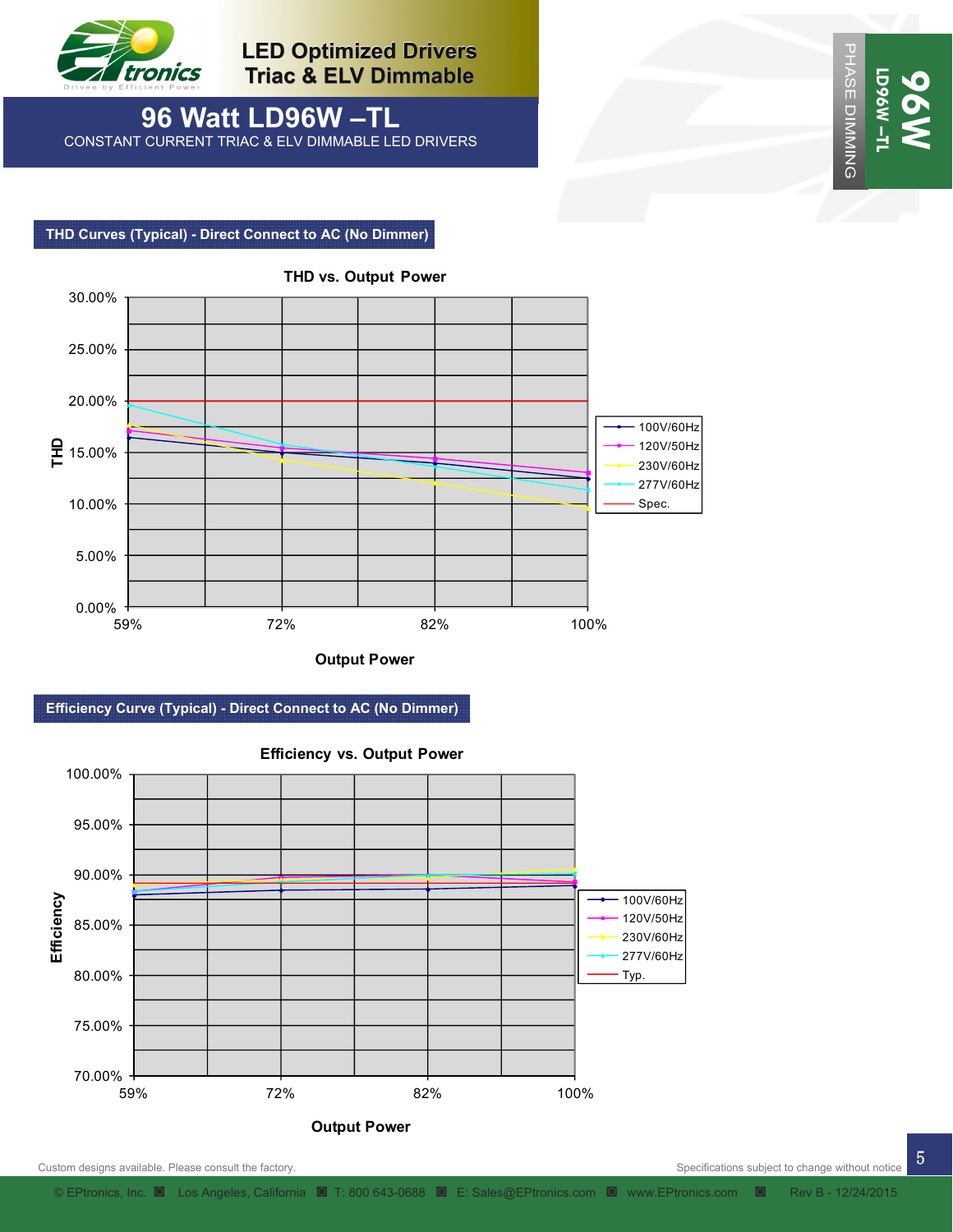## THD Curves (Typical) - Direct Connect to AC (No Dimmer)

**THD vs. Output Power**

THD: 0.00% – 30.00%

Output Power: 59%, 72%, 82%, 100%

Legend: 100V/60Hz, 120V/50Hz, 230V/60Hz, 277V/60Hz, Spec.

## Efficiency Curve (Typical) - Direct Connect to AC (No Dimmer)

**Efficiency vs. Output Power**

Efficiency: 70.00% – 100.00%

Output Power: 59%, 72%, 82%, 100%

Legend: 100V/60Hz, 120V/50Hz, 230V/60Hz, 277V/60Hz, Typ.

Custom designs available. Please consult the factory.

Specifications subject to change without notice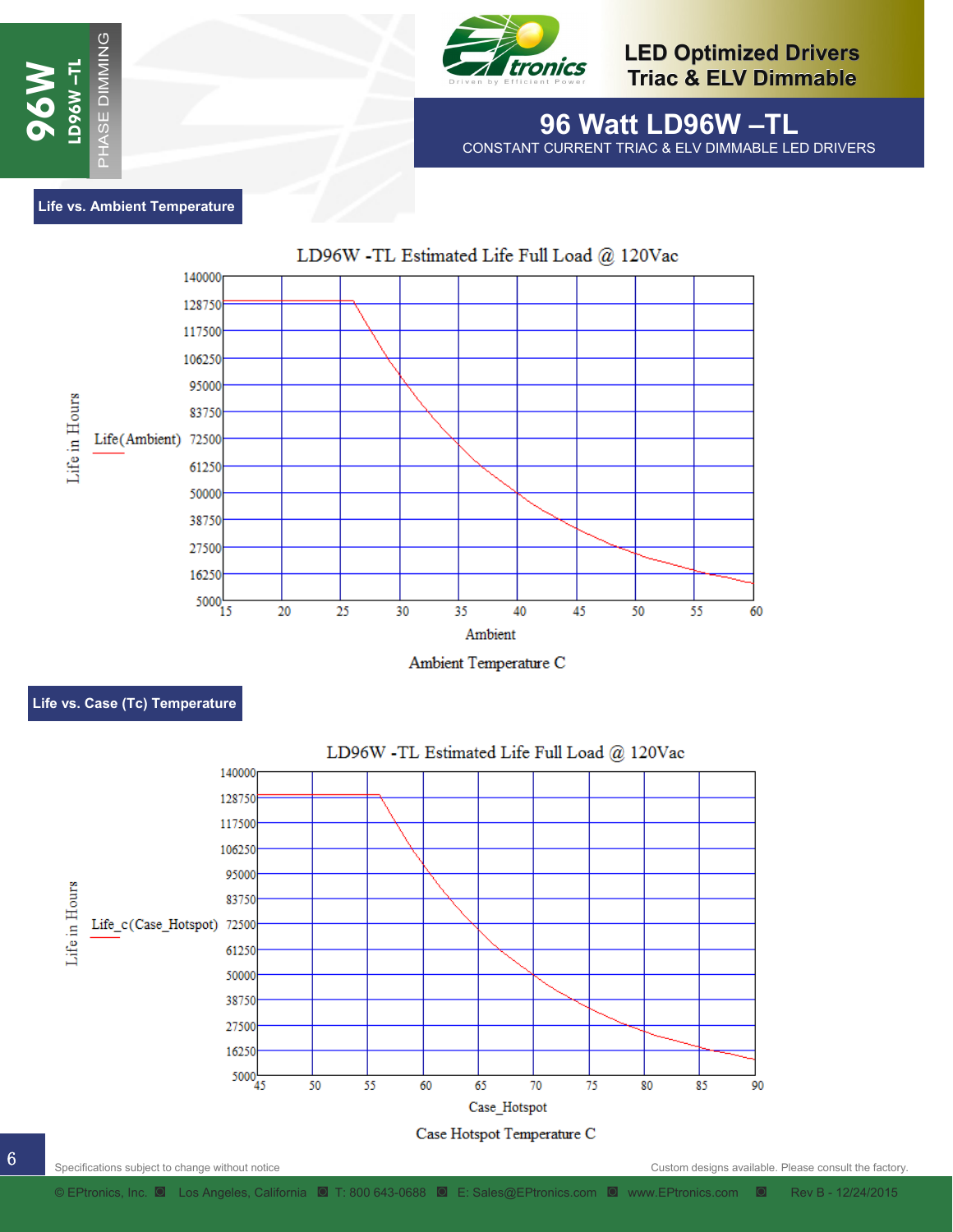## Life vs. Ambient Temperature

LD96W -TL Estimated Life Full Load @ 120Vac

Life in Hours

Life(Ambient)

140000
128750
117500
106250
95000
83750
72500
61250
50000
38750
27500
16250
5000

15 20 25 30 35 40 45 50 55 60

Ambient

Ambient Temperature C

## Life vs. Case (Tc) Temperature

LD96W -TL Estimated Life Full Load @ 120Vac

Life in Hours

Life_c(Case_Hotspot)

140000
128750
117500
106250
95000
83750
72500
61250
50000
38750
27500
16250
5000

45 50 55 60 65 70 75 80 85 90

Case_Hotspot

Case Hotspot Temperature C

Specifications subject to change without notice

Custom designs available. Please consult the factory.